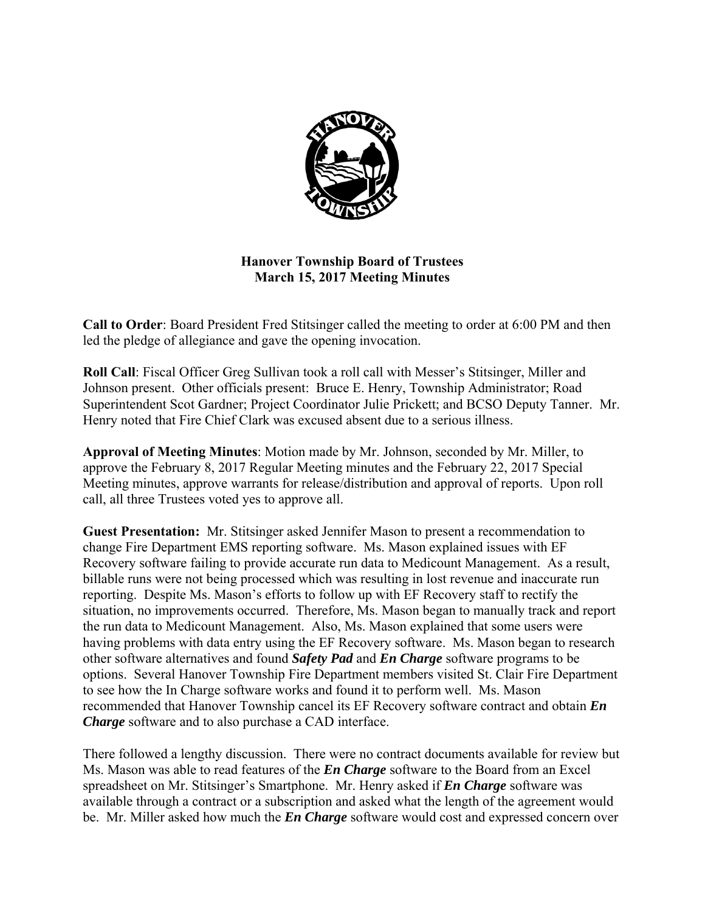# Hanover Township Board of Trustees
## March 15, 2017 Meeting Minutes

**Call to Order**: Board President Fred Stitsinger called the meeting to order at 6:00 PM and then led the pledge of allegiance and gave the opening invocation.

**Roll Call**: Fiscal Officer Greg Sullivan took a roll call with Messer's Stitsinger, Miller and Johnson present. Other officials present: Bruce E. Henry, Township Administrator; Road Superintendent Scot Gardner; Project Coordinator Julie Prickett; and BCSO Deputy Tanner. Mr. Henry noted that Fire Chief Clark was excused absent due to a serious illness.

**Approval of Meeting Minutes**: Motion made by Mr. Johnson, seconded by Mr. Miller, to approve the February 8, 2017 Regular Meeting minutes and the February 22, 2017 Special Meeting minutes, approve warrants for release/distribution and approval of reports. Upon roll call, all three Trustees voted yes to approve all.

**Guest Presentation:** Mr. Stitsinger asked Jennifer Mason to present a recommendation to change Fire Department EMS reporting software. Ms. Mason explained issues with EF Recovery software failing to provide accurate run data to Medicount Management. As a result, billable runs were not being processed which was resulting in lost revenue and inaccurate run reporting. Despite Ms. Mason's efforts to follow up with EF Recovery staff to rectify the situation, no improvements occurred. Therefore, Ms. Mason began to manually track and report the run data to Medicount Management. Also, Ms. Mason explained that some users were having problems with data entry using the EF Recovery software. Ms. Mason began to research other software alternatives and found ***Safety Pad*** and ***En Charge*** software programs to be options. Several Hanover Township Fire Department members visited St. Clair Fire Department to see how the In Charge software works and found it to perform well. Ms. Mason recommended that Hanover Township cancel its EF Recovery software contract and obtain ***En Charge*** software and to also purchase a CAD interface.

There followed a lengthy discussion. There were no contract documents available for review but Ms. Mason was able to read features of the ***En Charge*** software to the Board from an Excel spreadsheet on Mr. Stitsinger's Smartphone. Mr. Henry asked if ***En Charge*** software was available through a contract or a subscription and asked what the length of the agreement would be. Mr. Miller asked how much the ***En Charge*** software would cost and expressed concern over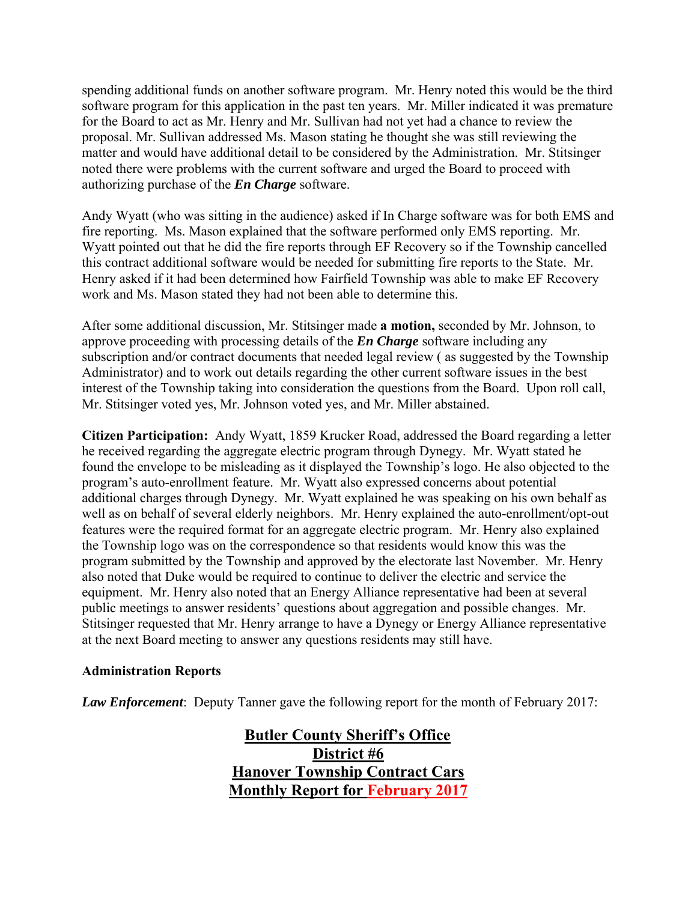spending additional funds on another software program. Mr. Henry noted this would be the third software program for this application in the past ten years. Mr. Miller indicated it was premature for the Board to act as Mr. Henry and Mr. Sullivan had not yet had a chance to review the proposal. Mr. Sullivan addressed Ms. Mason stating he thought she was still reviewing the matter and would have additional detail to be considered by the Administration. Mr. Stitsinger noted there were problems with the current software and urged the Board to proceed with authorizing purchase of the ***En Charge*** software.

Andy Wyatt (who was sitting in the audience) asked if In Charge software was for both EMS and fire reporting. Ms. Mason explained that the software performed only EMS reporting. Mr. Wyatt pointed out that he did the fire reports through EF Recovery so if the Township cancelled this contract additional software would be needed for submitting fire reports to the State. Mr. Henry asked if it had been determined how Fairfield Township was able to make EF Recovery work and Ms. Mason stated they had not been able to determine this.

After some additional discussion, Mr. Stitsinger made **a motion,** seconded by Mr. Johnson, to approve proceeding with processing details of the ***En Charge*** software including any subscription and/or contract documents that needed legal review ( as suggested by the Township Administrator) and to work out details regarding the other current software issues in the best interest of the Township taking into consideration the questions from the Board. Upon roll call, Mr. Stitsinger voted yes, Mr. Johnson voted yes, and Mr. Miller abstained.

**Citizen Participation:** Andy Wyatt, 1859 Krucker Road, addressed the Board regarding a letter he received regarding the aggregate electric program through Dynegy. Mr. Wyatt stated he found the envelope to be misleading as it displayed the Township's logo. He also objected to the program's auto-enrollment feature. Mr. Wyatt also expressed concerns about potential additional charges through Dynegy. Mr. Wyatt explained he was speaking on his own behalf as well as on behalf of several elderly neighbors. Mr. Henry explained the auto-enrollment/opt-out features were the required format for an aggregate electric program. Mr. Henry also explained the Township logo was on the correspondence so that residents would know this was the program submitted by the Township and approved by the electorate last November. Mr. Henry also noted that Duke would be required to continue to deliver the electric and service the equipment. Mr. Henry also noted that an Energy Alliance representative had been at several public meetings to answer residents' questions about aggregation and possible changes. Mr. Stitsinger requested that Mr. Henry arrange to have a Dynegy or Energy Alliance representative at the next Board meeting to answer any questions residents may still have.

**Administration Reports**

***Law Enforcement***: Deputy Tanner gave the following report for the month of February 2017:

**Butler County Sheriff's Office**
**District #6**
**Hanover Township Contract Cars**
**Monthly Report for February 2017**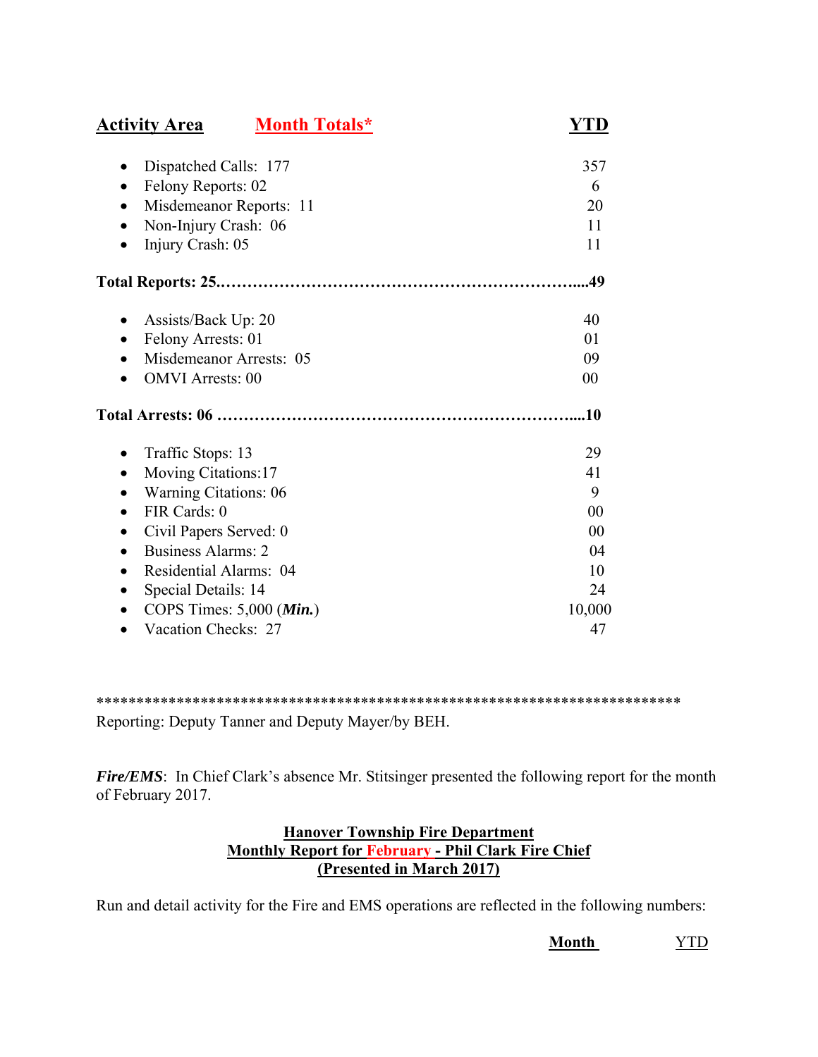| **Activity Area** | **Month Totals*** | **YTD** |
|---|---|---|
| • Dispatched Calls: 177 | | 357 |
| • Felony Reports: 02 | | 6 |
| • Misdemeanor Reports: 11 | | 20 |
| • Non-Injury Crash: 06 | | 11 |
| • Injury Crash: 05 | | 11 |
| **Total Reports: 25.....................................................................49** | | |
| • Assists/Back Up: 20 | | 40 |
| • Felony Arrests: 01 | | 01 |
| • Misdemeanor Arrests: 05 | | 09 |
| • OMVI Arrests: 00 | | 00 |
| **Total Arrests: 06 .....................................................................10** | | |
| • Traffic Stops: 13 | | 29 |
| • Moving Citations:17 | | 41 |
| • Warning Citations: 06 | | 9 |
| • FIR Cards: 0 | | 00 |
| • Civil Papers Served: 0 | | 00 |
| • Business Alarms: 2 | | 04 |
| • Residential Alarms: 04 | | 10 |
| • Special Details: 14 | | 24 |
| • COPS Times: 5,000 (***Min.***) | | 10,000 |
| • Vacation Checks: 27 | | 47 |

***************************************************************************

Reporting: Deputy Tanner and Deputy Mayer/by BEH.

***Fire/EMS***: In Chief Clark's absence Mr. Stitsinger presented the following report for the month of February 2017.

**Hanover Township Fire Department**
**Monthly Report for February - Phil Clark Fire Chief**
**(Presented in March 2017)**

Run and detail activity for the Fire and EMS operations are reflected in the following numbers:

| | **Month** | YTD |
|---|---|---|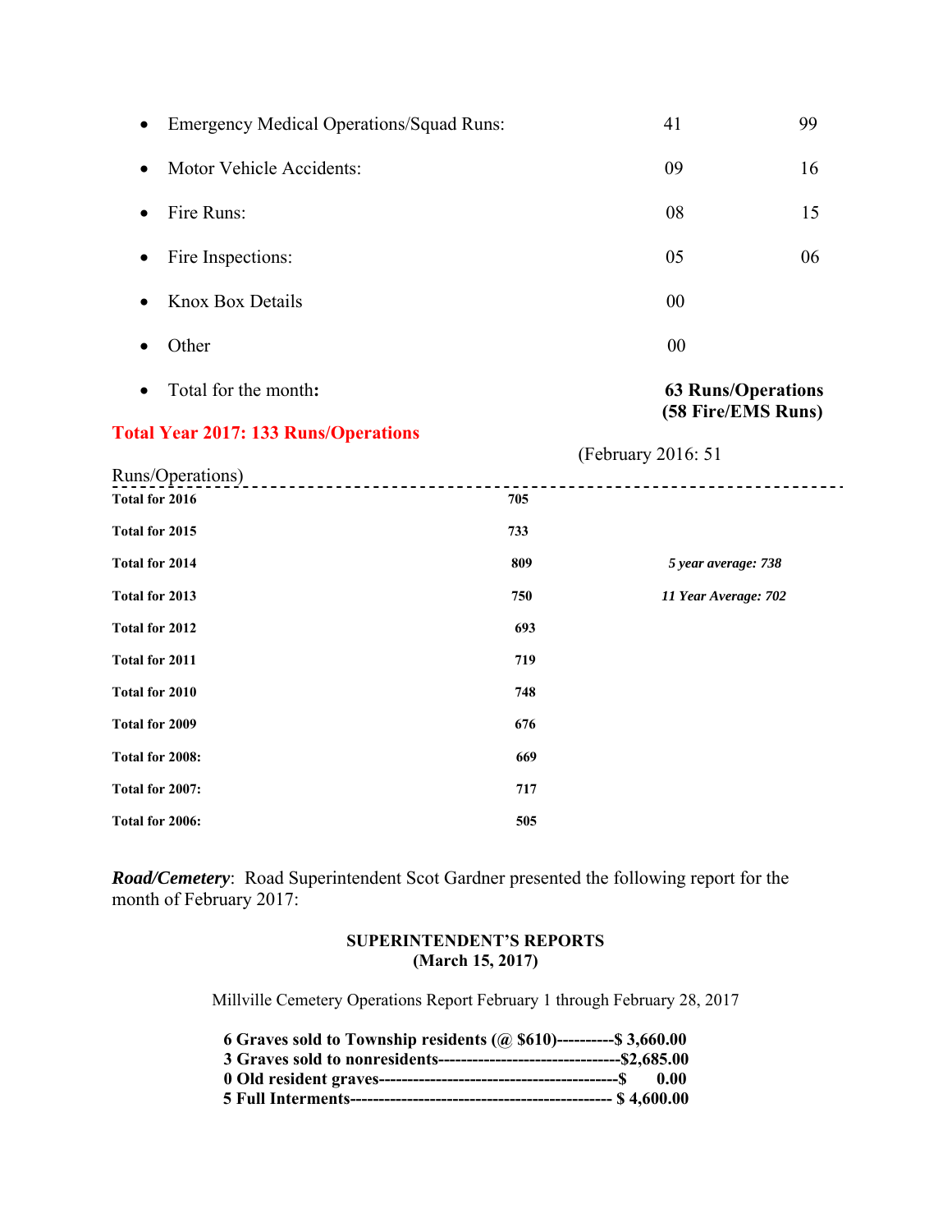| | | |
|---|---|---|
| • Emergency Medical Operations/Squad Runs: | 41 | 99 |
| • Motor Vehicle Accidents: | 09 | 16 |
| • Fire Runs: | 08 | 15 |
| • Fire Inspections: | 05 | 06 |
| • Knox Box Details | 00 | |
| • Other | 00 | |
| • Total for the month**:** | **63 Runs/Operations (58 Fire/EMS Runs)** | |

**Total Year 2017: 133 Runs/Operations**

(February 2016: 51 Runs/Operations)

| | | |
|---|---|---|
| **Total for 2016** | **705** | |
| **Total for 2015** | **733** | |
| **Total for 2014** | **809** | ***5 year average: 738*** |
| **Total for 2013** | **750** | ***11 Year Average: 702*** |
| **Total for 2012** | **693** | |
| **Total for 2011** | **719** | |
| **Total for 2010** | **748** | |
| **Total for 2009** | **676** | |
| **Total for 2008:** | **669** | |
| **Total for 2007:** | **717** | |
| **Total for 2006:** | **505** | |

***Road/Cemetery***: Road Superintendent Scot Gardner presented the following report for the month of February 2017:

**SUPERINTENDENT'S REPORTS**
**(March 15, 2017)**

Millville Cemetery Operations Report February 1 through February 28, 2017

**6 Graves sold to Township residents (@ $610)----------$ 3,660.00**
**3 Graves sold to nonresidents--------------------------------$2,685.00**
**0 Old resident graves------------------------------------------$ 0.00**
**5 Full Interments---------------------------------------------- $ 4,600.00**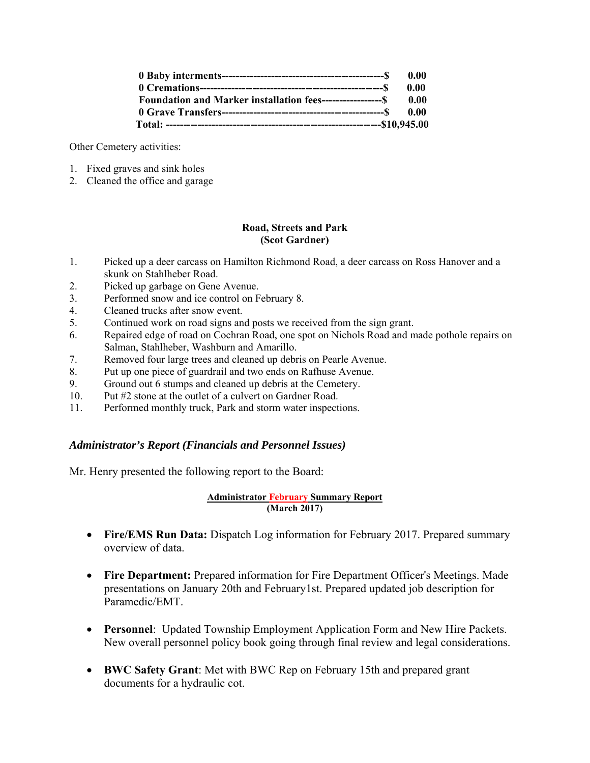**0 Baby interments-----------------------------------------------$ 0.00**
**0 Cremations----------------------------------------------------$ 0.00**
**Foundation and Marker installation fees-----------------$ 0.00**
**0 Grave Transfers----------------------------------------------$ 0.00**
**Total: ------------------------------------------------------------$10,945.00**

Other Cemetery activities:

1. Fixed graves and sink holes
2. Cleaned the office and garage

**Road, Streets and Park**
**(Scot Gardner)**

1. Picked up a deer carcass on Hamilton Richmond Road, a deer carcass on Ross Hanover and a skunk on Stahlheber Road.
2. Picked up garbage on Gene Avenue.
3. Performed snow and ice control on February 8.
4. Cleaned trucks after snow event.
5. Continued work on road signs and posts we received from the sign grant.
6. Repaired edge of road on Cochran Road, one spot on Nichols Road and made pothole repairs on Salman, Stahlheber, Washburn and Amarillo.
7. Removed four large trees and cleaned up debris on Pearle Avenue.
8. Put up one piece of guardrail and two ends on Rafhuse Avenue.
9. Ground out 6 stumps and cleaned up debris at the Cemetery.
10. Put #2 stone at the outlet of a culvert on Gardner Road.
11. Performed monthly truck, Park and storm water inspections.

### *Administrator's Report (Financials and Personnel Issues)*

Mr. Henry presented the following report to the Board:

**Administrator February Summary Report**
**(March 2017)**

- **Fire/EMS Run Data:** Dispatch Log information for February 2017. Prepared summary overview of data.
- **Fire Department:** Prepared information for Fire Department Officer's Meetings. Made presentations on January 20th and February1st. Prepared updated job description for Paramedic/EMT.
- **Personnel**: Updated Township Employment Application Form and New Hire Packets. New overall personnel policy book going through final review and legal considerations.
- **BWC Safety Grant**: Met with BWC Rep on February 15th and prepared grant documents for a hydraulic cot.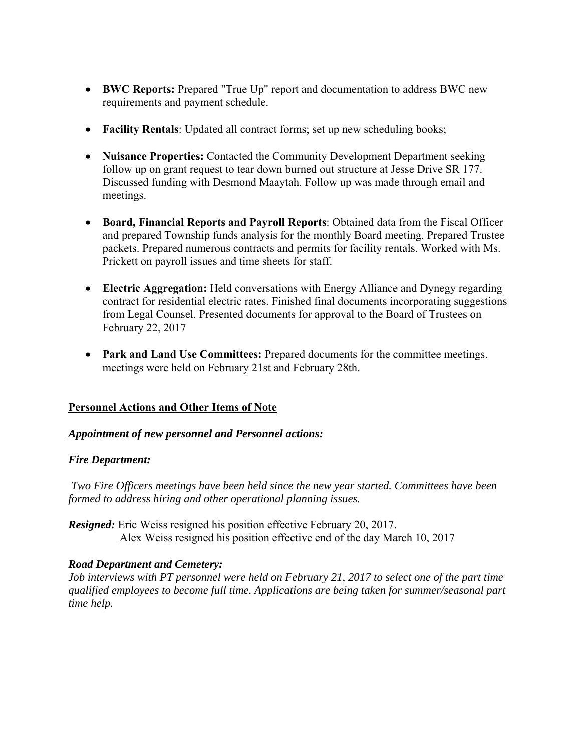- **BWC Reports:** Prepared "True Up" report and documentation to address BWC new requirements and payment schedule.

- **Facility Rentals**: Updated all contract forms; set up new scheduling books;

- **Nuisance Properties:** Contacted the Community Development Department seeking follow up on grant request to tear down burned out structure at Jesse Drive SR 177. Discussed funding with Desmond Maaytah. Follow up was made through email and meetings.

- **Board, Financial Reports and Payroll Reports**: Obtained data from the Fiscal Officer and prepared Township funds analysis for the monthly Board meeting. Prepared Trustee packets. Prepared numerous contracts and permits for facility rentals. Worked with Ms. Prickett on payroll issues and time sheets for staff.

- **Electric Aggregation:** Held conversations with Energy Alliance and Dynegy regarding contract for residential electric rates. Finished final documents incorporating suggestions from Legal Counsel. Presented documents for approval to the Board of Trustees on February 22, 2017

- **Park and Land Use Committees:** Prepared documents for the committee meetings. meetings were held on February 21st and February 28th.

**<u>Personnel Actions and Other Items of Note</u>**

***Appointment of new personnel and Personnel actions:***

***Fire Department:***

*Two Fire Officers meetings have been held since the new year started. Committees have been formed to address hiring and other operational planning issues.*

***Resigned:*** Eric Weiss resigned his position effective February 20, 2017.
Alex Weiss resigned his position effective end of the day March 10, 2017

***Road Department and Cemetery:***
*Job interviews with PT personnel were held on February 21, 2017 to select one of the part time qualified employees to become full time. Applications are being taken for summer/seasonal part time help.*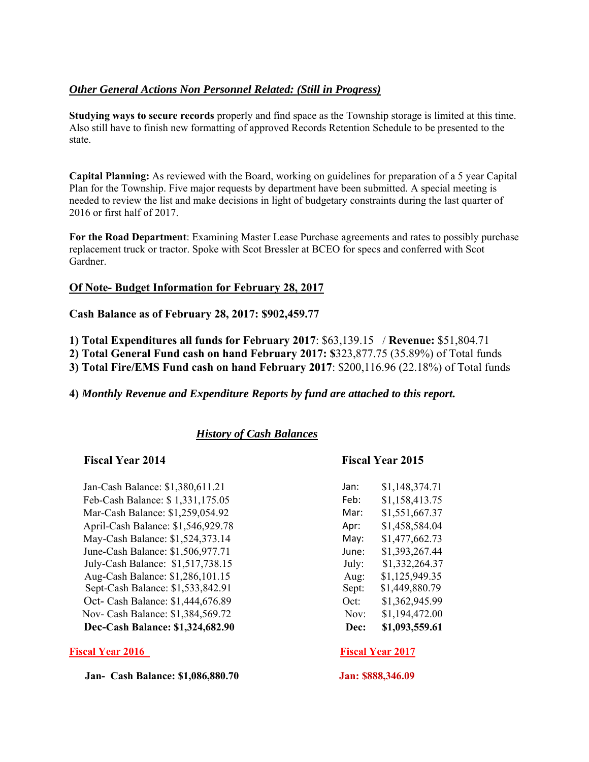***Other General Actions Non Personnel Related: (Still in Progress)***

**Studying ways to secure records** properly and find space as the Township storage is limited at this time. Also still have to finish new formatting of approved Records Retention Schedule to be presented to the state.

**Capital Planning:** As reviewed with the Board, working on guidelines for preparation of a 5 year Capital Plan for the Township. Five major requests by department have been submitted. A special meeting is needed to review the list and make decisions in light of budgetary constraints during the last quarter of 2016 or first half of 2017.

**For the Road Department**: Examining Master Lease Purchase agreements and rates to possibly purchase replacement truck or tractor. Spoke with Scot Bressler at BCEO for specs and conferred with Scot Gardner.

**Of Note- Budget Information for February 28, 2017**

**Cash Balance as of February 28, 2017: $902,459.77**

**1) Total Expenditures all funds for February 2017**: $63,139.15 / **Revenue:** $51,804.71
**2) Total General Fund cash on hand February 2017: $**323,877.75 (35.89%) of Total funds
**3) Total Fire/EMS Fund cash on hand February 2017**: $200,116.96 (22.18%) of Total funds

**4) *Monthly Revenue and Expenditure Reports by fund are attached to this report.***

***History of Cash Balances***

| **Fiscal Year 2014** | **Fiscal Year 2015** | |
|---|---|---|
| Jan-Cash Balance: $1,380,611.21 | Jan: | $1,148,374.71 |
| Feb-Cash Balance: $ 1,331,175.05 | Feb: | $1,158,413.75 |
| Mar-Cash Balance: $1,259,054.92 | Mar: | $1,551,667.37 |
| April-Cash Balance: $1,546,929.78 | Apr: | $1,458,584.04 |
| May-Cash Balance: $1,524,373.14 | May: | $1,477,662.73 |
| June-Cash Balance: $1,506,977.71 | June: | $1,393,267.44 |
| July-Cash Balance: $1,517,738.15 | July: | $1,332,264.37 |
| Aug-Cash Balance: $1,286,101.15 | Aug: | $1,125,949.35 |
| Sept-Cash Balance: $1,533,842.91 | Sept: | $1,449,880.79 |
| Oct- Cash Balance: $1,444,676.89 | Oct: | $1,362,945.99 |
| Nov- Cash Balance: $1,384,569.72 | Nov: | $1,194,472.00 |
| **Dec-Cash Balance: $1,324,682.90** | **Dec:** | **$1,093,559.61** |

| **Fiscal Year 2016** | **Fiscal Year 2017** |
|---|---|
| **Jan- Cash Balance: $1,086,880.70** | **Jan: $888,346.09** |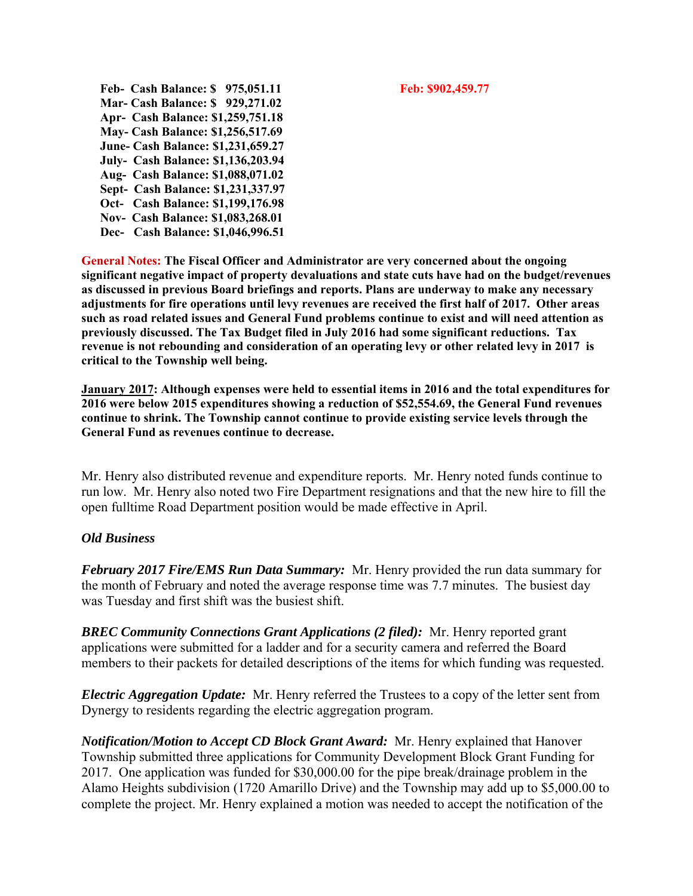**Feb- Cash Balance: $ 975,051.11** **Feb: $902,459.77**
**Mar- Cash Balance: $ 929,271.02**
**Apr- Cash Balance: $1,259,751.18**
**May- Cash Balance: $1,256,517.69**
**June- Cash Balance: $1,231,659.27**
**July- Cash Balance: $1,136,203.94**
**Aug- Cash Balance: $1,088,071.02**
**Sept- Cash Balance: $1,231,337.97**
**Oct- Cash Balance: $1,199,176.98**
**Nov- Cash Balance: $1,083,268.01**
**Dec- Cash Balance: $1,046,996.51**

**General Notes: The Fiscal Officer and Administrator are very concerned about the ongoing significant negative impact of property devaluations and state cuts have had on the budget/revenues as discussed in previous Board briefings and reports. Plans are underway to make any necessary adjustments for fire operations until levy revenues are received the first half of 2017. Other areas such as road related issues and General Fund problems continue to exist and will need attention as previously discussed. The Tax Budget filed in July 2016 had some significant reductions. Tax revenue is not rebounding and consideration of an operating levy or other related levy in 2017 is critical to the Township well being.**

**January 2017: Although expenses were held to essential items in 2016 and the total expenditures for 2016 were below 2015 expenditures showing a reduction of $52,554.69, the General Fund revenues continue to shrink. The Township cannot continue to provide existing service levels through the General Fund as revenues continue to decrease.**

Mr. Henry also distributed revenue and expenditure reports. Mr. Henry noted funds continue to run low. Mr. Henry also noted two Fire Department resignations and that the new hire to fill the open fulltime Road Department position would be made effective in April.

***Old Business***

***February 2017 Fire/EMS Run Data Summary:*** Mr. Henry provided the run data summary for the month of February and noted the average response time was 7.7 minutes. The busiest day was Tuesday and first shift was the busiest shift.

***BREC Community Connections Grant Applications (2 filed):*** Mr. Henry reported grant applications were submitted for a ladder and for a security camera and referred the Board members to their packets for detailed descriptions of the items for which funding was requested.

***Electric Aggregation Update:*** Mr. Henry referred the Trustees to a copy of the letter sent from Dynergy to residents regarding the electric aggregation program.

***Notification/Motion to Accept CD Block Grant Award:*** Mr. Henry explained that Hanover Township submitted three applications for Community Development Block Grant Funding for 2017. One application was funded for $30,000.00 for the pipe break/drainage problem in the Alamo Heights subdivision (1720 Amarillo Drive) and the Township may add up to $5,000.00 to complete the project. Mr. Henry explained a motion was needed to accept the notification of the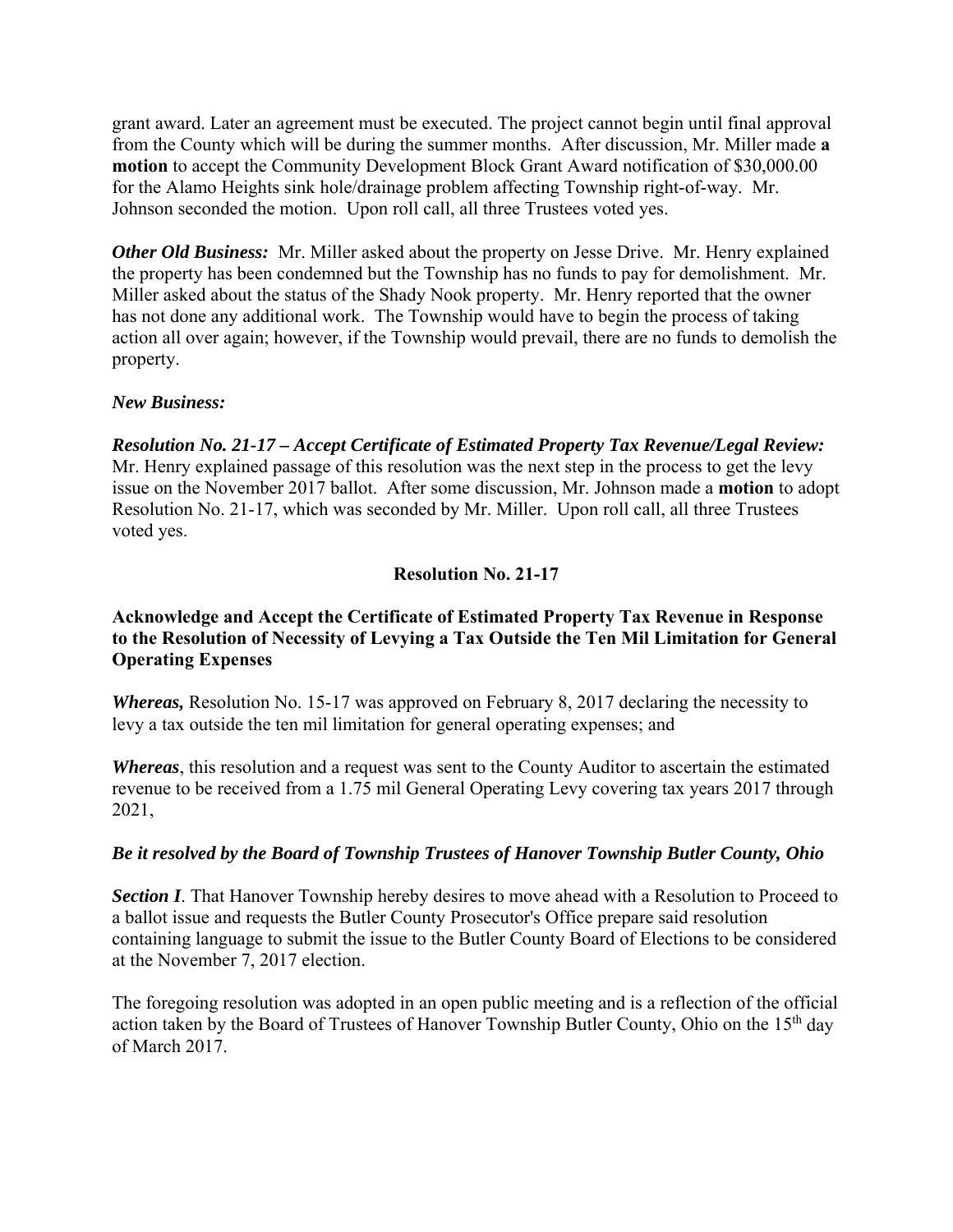grant award. Later an agreement must be executed. The project cannot begin until final approval from the County which will be during the summer months. After discussion, Mr. Miller made **a motion** to accept the Community Development Block Grant Award notification of $30,000.00 for the Alamo Heights sink hole/drainage problem affecting Township right-of-way. Mr. Johnson seconded the motion. Upon roll call, all three Trustees voted yes.

***Other Old Business:*** Mr. Miller asked about the property on Jesse Drive. Mr. Henry explained the property has been condemned but the Township has no funds to pay for demolishment. Mr. Miller asked about the status of the Shady Nook property. Mr. Henry reported that the owner has not done any additional work. The Township would have to begin the process of taking action all over again; however, if the Township would prevail, there are no funds to demolish the property.

***New Business:***

***Resolution No. 21-17 – Accept Certificate of Estimated Property Tax Revenue/Legal Review:*** Mr. Henry explained passage of this resolution was the next step in the process to get the levy issue on the November 2017 ballot. After some discussion, Mr. Johnson made a **motion** to adopt Resolution No. 21-17, which was seconded by Mr. Miller. Upon roll call, all three Trustees voted yes.

## Resolution No. 21-17

### Acknowledge and Accept the Certificate of Estimated Property Tax Revenue in Response to the Resolution of Necessity of Levying a Tax Outside the Ten Mil Limitation for General Operating Expenses

***Whereas,*** Resolution No. 15-17 was approved on February 8, 2017 declaring the necessity to levy a tax outside the ten mil limitation for general operating expenses; and

***Whereas***, this resolution and a request was sent to the County Auditor to ascertain the estimated revenue to be received from a 1.75 mil General Operating Levy covering tax years 2017 through 2021,

***Be it resolved by the Board of Township Trustees of Hanover Township Butler County, Ohio***

***Section I***. That Hanover Township hereby desires to move ahead with a Resolution to Proceed to a ballot issue and requests the Butler County Prosecutor's Office prepare said resolution containing language to submit the issue to the Butler County Board of Elections to be considered at the November 7, 2017 election.

The foregoing resolution was adopted in an open public meeting and is a reflection of the official action taken by the Board of Trustees of Hanover Township Butler County, Ohio on the 15th day of March 2017.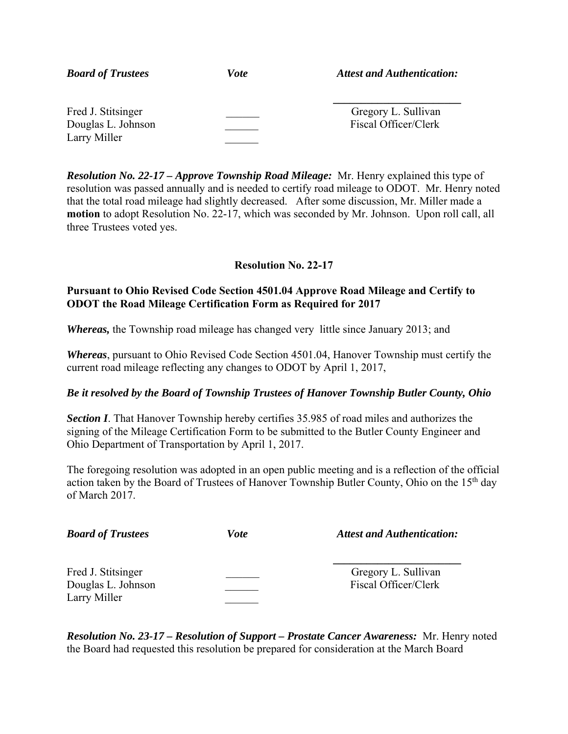| ***Board of Trustees*** | ***Vote*** | ***Attest and Authentication:*** |
|---|---|---|
| | | ______________________ |
| Fred J. Stitsinger | ______ | Gregory L. Sullivan |
| Douglas L. Johnson | ______ | Fiscal Officer/Clerk |
| Larry Miller | ______ | |

***Resolution No. 22-17 – Approve Township Road Mileage:*** Mr. Henry explained this type of resolution was passed annually and is needed to certify road mileage to ODOT. Mr. Henry noted that the total road mileage had slightly decreased. After some discussion, Mr. Miller made a **motion** to adopt Resolution No. 22-17, which was seconded by Mr. Johnson. Upon roll call, all three Trustees voted yes.

**Resolution No. 22-17**

**Pursuant to Ohio Revised Code Section 4501.04 Approve Road Mileage and Certify to ODOT the Road Mileage Certification Form as Required for 2017**

***Whereas,*** the Township road mileage has changed very little since January 2013; and

***Whereas***, pursuant to Ohio Revised Code Section 4501.04, Hanover Township must certify the current road mileage reflecting any changes to ODOT by April 1, 2017,

***Be it resolved by the Board of Township Trustees of Hanover Township Butler County, Ohio***

***Section I***. That Hanover Township hereby certifies 35.985 of road miles and authorizes the signing of the Mileage Certification Form to be submitted to the Butler County Engineer and Ohio Department of Transportation by April 1, 2017.

The foregoing resolution was adopted in an open public meeting and is a reflection of the official action taken by the Board of Trustees of Hanover Township Butler County, Ohio on the 15th day of March 2017.

| ***Board of Trustees*** | ***Vote*** | ***Attest and Authentication:*** |
|---|---|---|
| | | ______________________ |
| Fred J. Stitsinger | ______ | Gregory L. Sullivan |
| Douglas L. Johnson | ______ | Fiscal Officer/Clerk |
| Larry Miller | ______ | |

***Resolution No. 23-17 – Resolution of Support – Prostate Cancer Awareness:*** Mr. Henry noted the Board had requested this resolution be prepared for consideration at the March Board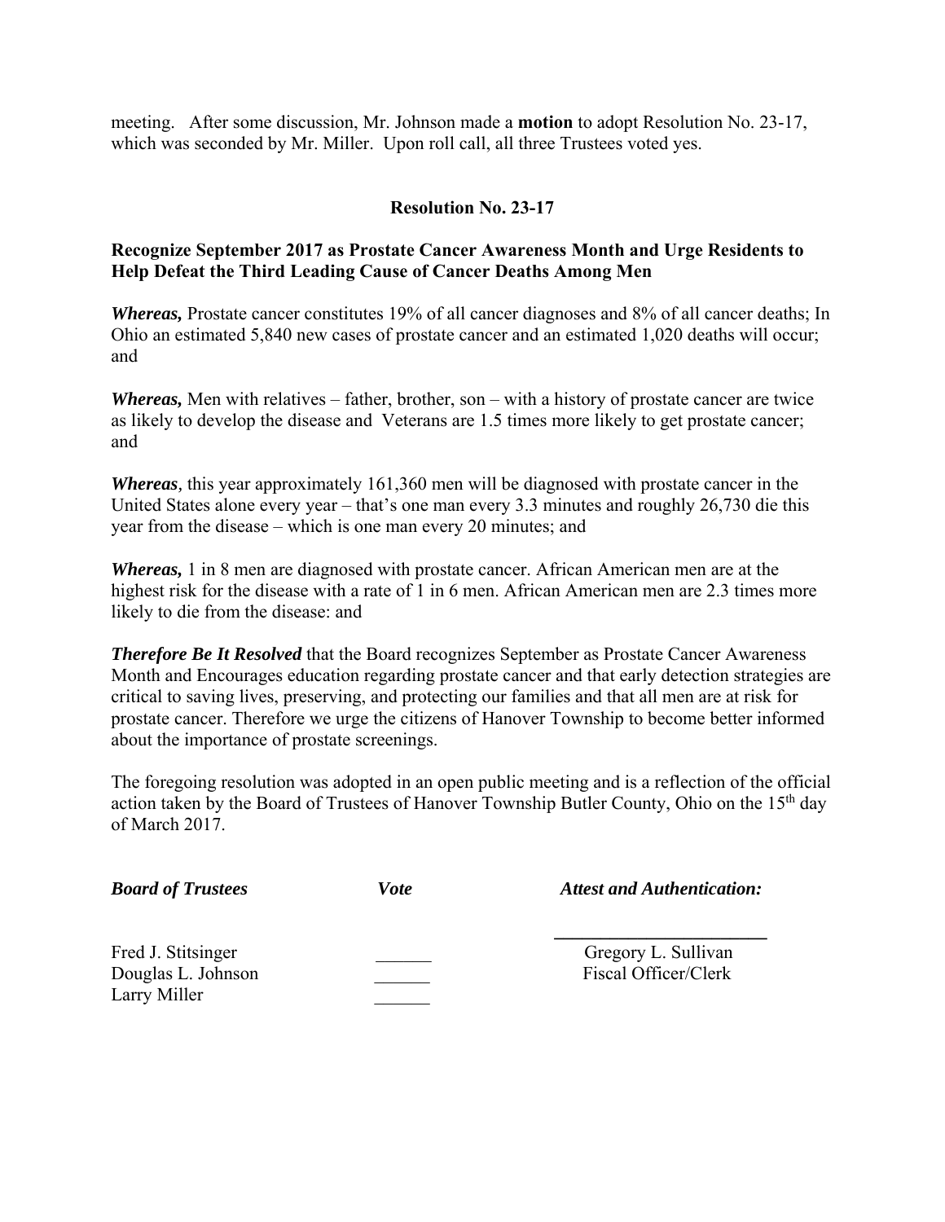meeting. After some discussion, Mr. Johnson made a **motion** to adopt Resolution No. 23-17, which was seconded by Mr. Miller. Upon roll call, all three Trustees voted yes.

## Resolution No. 23-17

**Recognize September 2017 as Prostate Cancer Awareness Month and Urge Residents to Help Defeat the Third Leading Cause of Cancer Deaths Among Men**

***Whereas,*** Prostate cancer constitutes 19% of all cancer diagnoses and 8% of all cancer deaths; In Ohio an estimated 5,840 new cases of prostate cancer and an estimated 1,020 deaths will occur; and

***Whereas,*** Men with relatives – father, brother, son – with a history of prostate cancer are twice as likely to develop the disease and Veterans are 1.5 times more likely to get prostate cancer; and

***Whereas***, this year approximately 161,360 men will be diagnosed with prostate cancer in the United States alone every year – that's one man every 3.3 minutes and roughly 26,730 die this year from the disease – which is one man every 20 minutes; and

***Whereas,*** 1 in 8 men are diagnosed with prostate cancer. African American men are at the highest risk for the disease with a rate of 1 in 6 men. African American men are 2.3 times more likely to die from the disease: and

***Therefore Be It Resolved*** that the Board recognizes September as Prostate Cancer Awareness Month and Encourages education regarding prostate cancer and that early detection strategies are critical to saving lives, preserving, and protecting our families and that all men are at risk for prostate cancer. Therefore we urge the citizens of Hanover Township to become better informed about the importance of prostate screenings.

The foregoing resolution was adopted in an open public meeting and is a reflection of the official action taken by the Board of Trustees of Hanover Township Butler County, Ohio on the 15th day of March 2017.

| ***Board of Trustees*** | ***Vote*** | ***Attest and Authentication:*** |
|---|---|---|
| Fred J. Stitsinger | ______ | Gregory L. Sullivan |
| Douglas L. Johnson | ______ | Fiscal Officer/Clerk |
| Larry Miller | ______ | |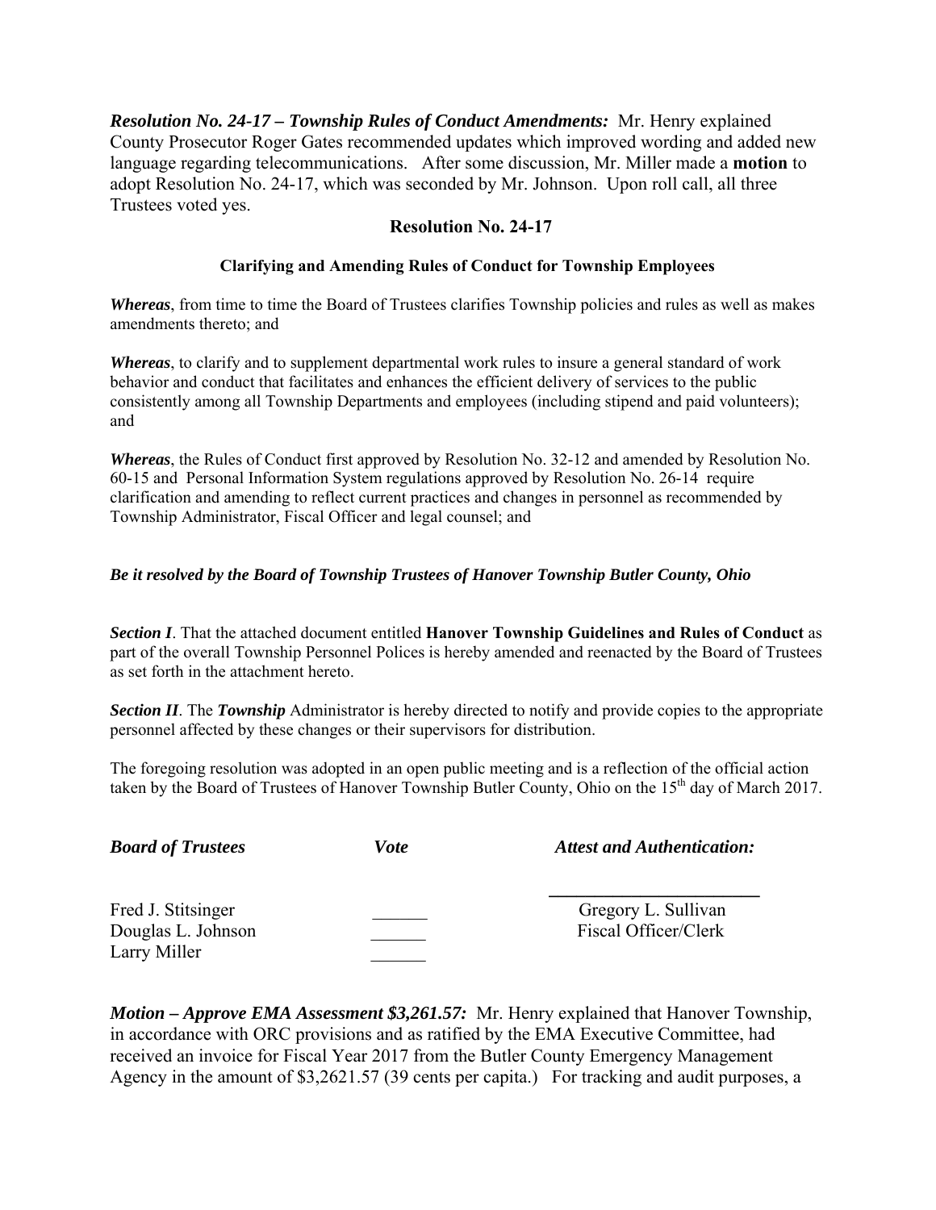***Resolution No. 24-17 – Township Rules of Conduct Amendments:*** Mr. Henry explained County Prosecutor Roger Gates recommended updates which improved wording and added new language regarding telecommunications. After some discussion, Mr. Miller made a **motion** to adopt Resolution No. 24-17, which was seconded by Mr. Johnson. Upon roll call, all three Trustees voted yes.

## Resolution No. 24-17

### Clarifying and Amending Rules of Conduct for Township Employees

***Whereas***, from time to time the Board of Trustees clarifies Township policies and rules as well as makes amendments thereto; and

***Whereas***, to clarify and to supplement departmental work rules to insure a general standard of work behavior and conduct that facilitates and enhances the efficient delivery of services to the public consistently among all Township Departments and employees (including stipend and paid volunteers); and

***Whereas***, the Rules of Conduct first approved by Resolution No. 32-12 and amended by Resolution No. 60-15 and Personal Information System regulations approved by Resolution No. 26-14 require clarification and amending to reflect current practices and changes in personnel as recommended by Township Administrator, Fiscal Officer and legal counsel; and

***Be it resolved by the Board of Township Trustees of Hanover Township Butler County, Ohio***

***Section I***. That the attached document entitled **Hanover Township Guidelines and Rules of Conduct** as part of the overall Township Personnel Polices is hereby amended and reenacted by the Board of Trustees as set forth in the attachment hereto.

***Section II***. The ***Township*** Administrator is hereby directed to notify and provide copies to the appropriate personnel affected by these changes or their supervisors for distribution.

The foregoing resolution was adopted in an open public meeting and is a reflection of the official action taken by the Board of Trustees of Hanover Township Butler County, Ohio on the 15th day of March 2017.

| ***Board of Trustees*** | ***Vote*** | ***Attest and Authentication:*** |
|---|---|---|
| Fred J. Stitsinger | ______ | Gregory L. Sullivan |
| Douglas L. Johnson | ______ | Fiscal Officer/Clerk |
| Larry Miller | ______ | |

***Motion – Approve EMA Assessment $3,261.57:*** Mr. Henry explained that Hanover Township, in accordance with ORC provisions and as ratified by the EMA Executive Committee, had received an invoice for Fiscal Year 2017 from the Butler County Emergency Management Agency in the amount of $3,2621.57 (39 cents per capita.) For tracking and audit purposes, a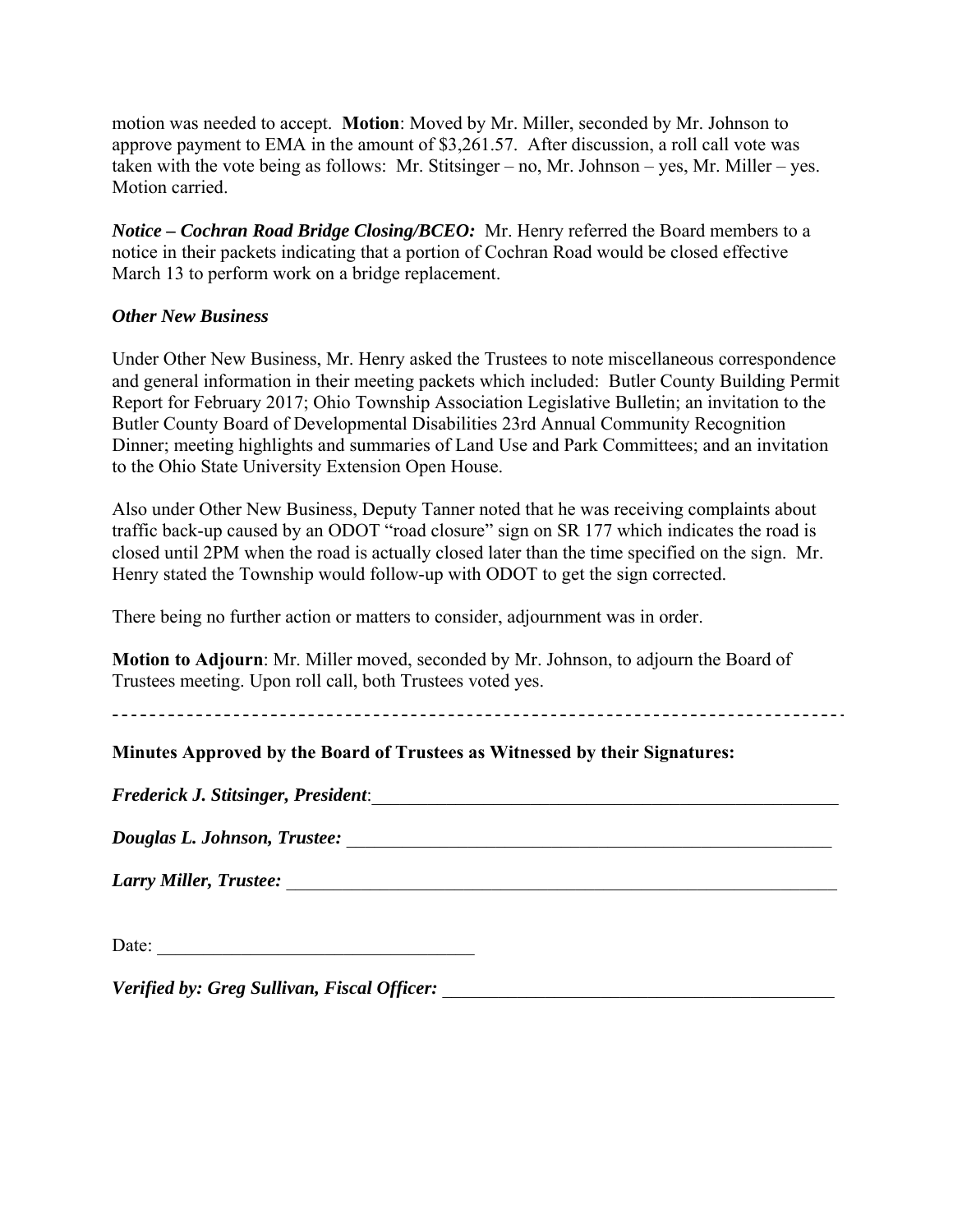motion was needed to accept. **Motion**: Moved by Mr. Miller, seconded by Mr. Johnson to approve payment to EMA in the amount of $3,261.57. After discussion, a roll call vote was taken with the vote being as follows: Mr. Stitsinger – no, Mr. Johnson – yes, Mr. Miller – yes. Motion carried.

***Notice – Cochran Road Bridge Closing/BCEO:*** Mr. Henry referred the Board members to a notice in their packets indicating that a portion of Cochran Road would be closed effective March 13 to perform work on a bridge replacement.

***Other New Business***

Under Other New Business, Mr. Henry asked the Trustees to note miscellaneous correspondence and general information in their meeting packets which included: Butler County Building Permit Report for February 2017; Ohio Township Association Legislative Bulletin; an invitation to the Butler County Board of Developmental Disabilities 23rd Annual Community Recognition Dinner; meeting highlights and summaries of Land Use and Park Committees; and an invitation to the Ohio State University Extension Open House.

Also under Other New Business, Deputy Tanner noted that he was receiving complaints about traffic back-up caused by an ODOT "road closure" sign on SR 177 which indicates the road is closed until 2PM when the road is actually closed later than the time specified on the sign. Mr. Henry stated the Township would follow-up with ODOT to get the sign corrected.

There being no further action or matters to consider, adjournment was in order.

**Motion to Adjourn**: Mr. Miller moved, seconded by Mr. Johnson, to adjourn the Board of Trustees meeting. Upon roll call, both Trustees voted yes.

---

**Minutes Approved by the Board of Trustees as Witnessed by their Signatures:**

***Frederick J. Stitsinger, President***:______________________________________________________

***Douglas L. Johnson, Trustee:*** ______________________________________________________

***Larry Miller, Trustee:*** ______________________________________________________________

Date: __________________________________

***Verified by: Greg Sullivan, Fiscal Officer:*** ____________________________________________